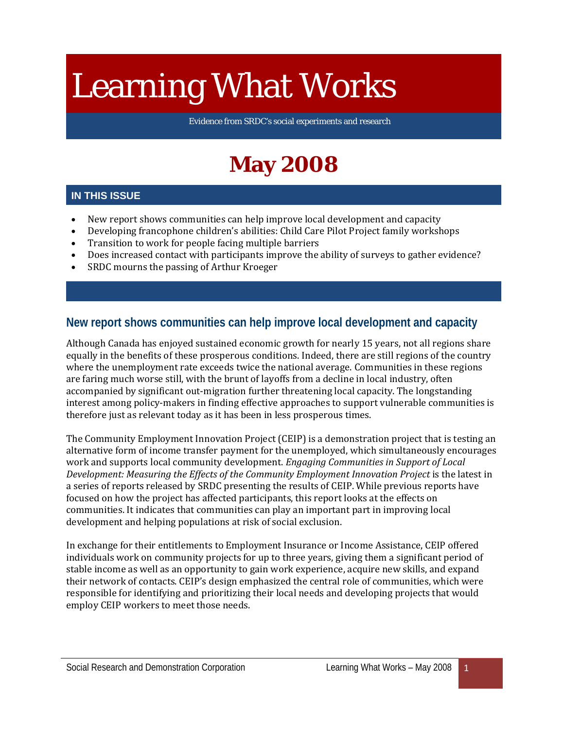# Learning What Works

Evidence from SRDC's social experiments and research

## May 2008

### IN THIS ISSUE

- New report shows communities can help improve local development and capacity
- Developing francophone children's abilities: Child Care Pilot Project family workshops
- Transition to work for people facing multiple barriers
- Does increased contact with participants improve the ability of surveys to gather evidence?
- SRDC mourns the passing of Arthur Kroeger

## New report shows communities can help improve local development and capacity

Although Canada has enjoyed sustained economic growth for nearly 15 years, not all regions share equally in the benefits of these prosperous conditions. Indeed, there are still regions of the country where the unemployment rate exceeds twice the national average. Communities in these regions are faring much worse still, with the brunt of layoffs from a decline in local industry, often accompanied by significant out-migration further threatening local capacity. The longstanding interest among policy-makers in finding effective approaches to support vulnerable communities is therefore just as relevant today as it has been in less prosperous times.

The Community Employment Innovation Project (CEIP) is a demonstration project that is testing an alternative form of income transfer payment for the unemployed, which simultaneously encourages work and supports local community development. *Engaging Communities in Support of Local Development: Measuring the Effects of the Community Employment Innovation Project* is the latest in a series of reports released by SRDC presenting the results of CEIP. While previous reports have focused on how the project has affected participants, this report looks at the effects on communities. It indicates that communities can play an important part in improving local development and helping populations at risk of social exclusion.

In exchange for their entitlements to Employment Insurance or Income Assistance, CEIP offered individuals work on community projects for up to three years, giving them a significant period of stable income as well as an opportunity to gain work experience, acquire new skills, and expand their network of contacts. CEIP's design emphasized the central role of communities, which were responsible for identifying and prioritizing their local needs and developing projects that would employ CEIP workers to meet those needs.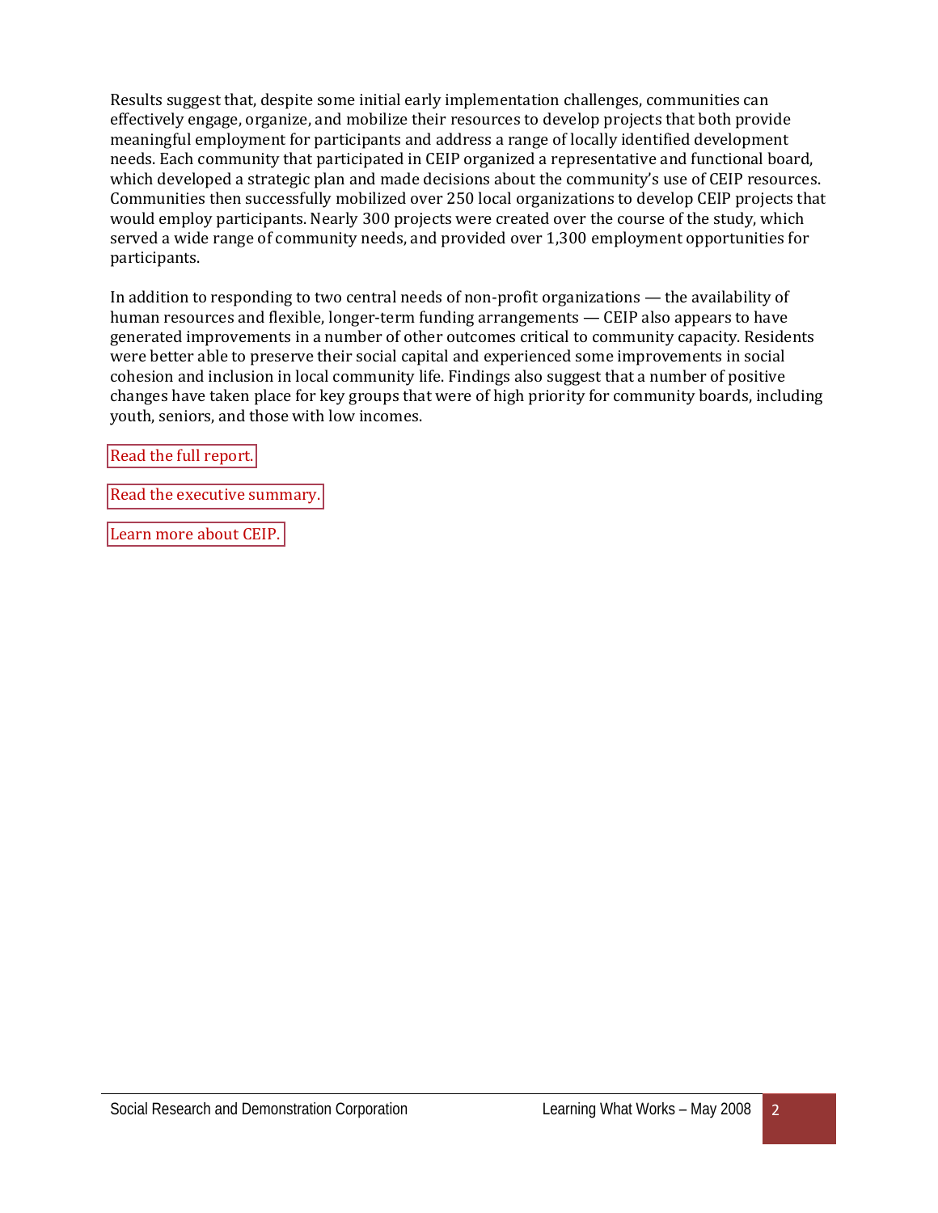Results suggest that, despite some initial early implementation challenges, communities can effectively engage, organize, and mobilize their resources to develop projects that both provide meaningful employment for participants and address a range of locally identified development needs. Each community that participated in CEIP organized a representative and functional board, which developed a strategic plan and made decisions about the community's use of CEIP resources. Communities then successfully mobilized over 250 local organizations to develop CEIP projects that would employ participants. Nearly 300 projects were created over the course of the study, which served a wide range of community needs, and provided over 1,300 employment opportunities for participants.

In addition to responding to two central needs of non-profit organizations — the availability of human resources and flexible, longer-term funding arrangements — CEIP also appears to have generated improvements in a number of other outcomes critical to community capacity. Residents were better able to preserve their social capital and experienced some improvements in social cohesion and inclusion in local community life. Findings also suggest that a number of positive changes have taken place for key groups that were of high priority for community boards, including youth, seniors, and those with low incomes.

Read the full report.

Read the executive summary.

Learn more about CEIP.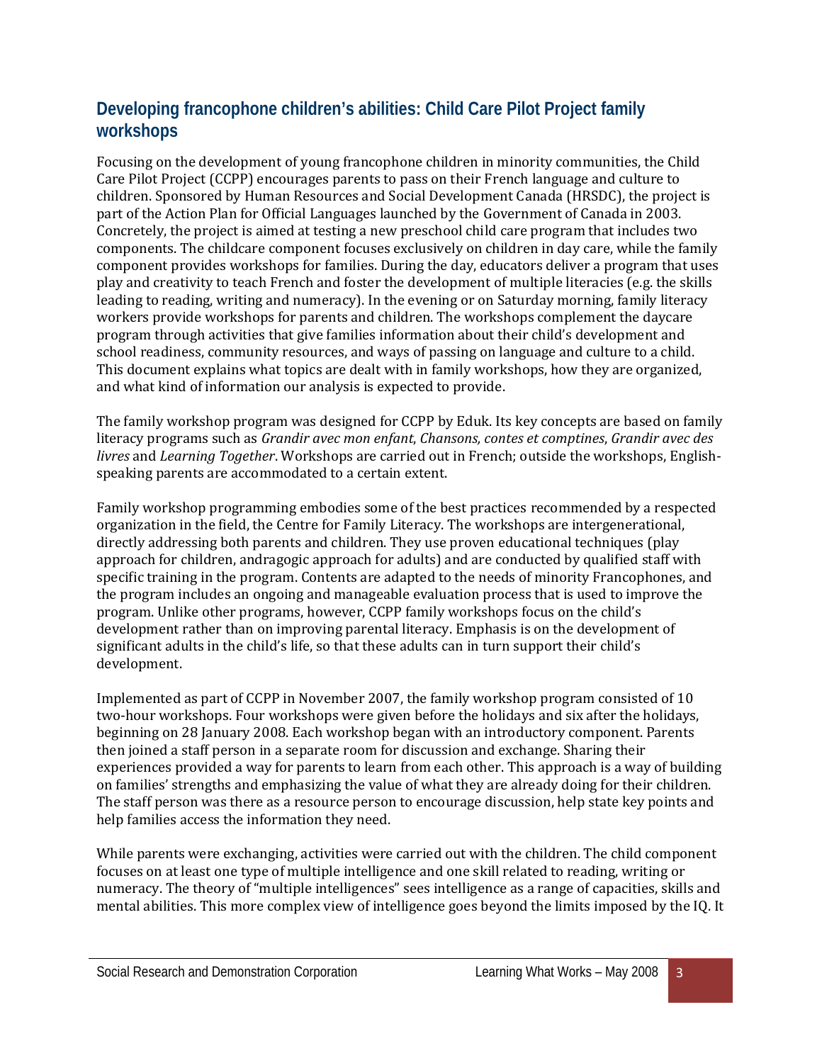## Developing francophone children's abilities: Child Care Pilot Project family workshops

Focusing on the development of young francophone children in minority communities, the Child Care Pilot Project (CCPP) encourages parents to pass on their French language and culture to children. Sponsored by Human Resources and Social Development Canada (HRSDC), the project is part of the Action Plan for Official Languages launched by the Government of Canada in 2003. Concretely, the project is aimed at testing a new preschool child care program that includes two components. The childcare component focuses exclusively on children in day care, while the family component provides workshops for families. During the day, educators deliver a program that uses play and creativity to teach French and foster the development of multiple literacies (e.g. the skills leading to reading, writing and numeracy). In the evening or on Saturday morning, family literacy workers provide workshops for parents and children. The workshops complement the daycare program through activities that give families information about their child's development and school readiness, community resources, and ways of passing on language and culture to a child. This document explains what topics are dealt with in family workshops, how they are organized, and what kind of information our analysis is expected to provide.

The family workshop program was designed for CCPP by Eduk. Its key concepts are based on family literacy programs such as *Grandir avec mon enfant*, *Chansons, contes et comptines*, *Grandir avec des livres* and *Learning Together*. Workshops are carried out in French; outside the workshops, English-speaking parents are accommodated to a certain extent.

Family workshop programming embodies some of the best practices recommended by a respected organization in the field, the Centre for Family Literacy. The workshops are intergenerational, directly addressing both parents and children. They use proven educational techniques (play approach for children, andragogic approach for adults) and are conducted by qualified staff with specific training in the program. Contents are adapted to the needs of minority Francophones, and the program includes an ongoing and manageable evaluation process that is used to improve the program. Unlike other programs, however, CCPP family workshops focus on the child's development rather than on improving parental literacy. Emphasis is on the development of significant adults in the child's life, so that these adults can in turn support their child's development.

Implemented as part of CCPP in November 2007, the family workshop program consisted of 10 two-hour workshops. Four workshops were given before the holidays and six after the holidays, beginning on 28 January 2008. Each workshop began with an introductory component. Parents then joined a staff person in a separate room for discussion and exchange. Sharing their experiences provided a way for parents to learn from each other. This approach is a way of building on families' strengths and emphasizing the value of what they are already doing for their children. The staff person was there as a resource person to encourage discussion, help state key points and help families access the information they need.

While parents were exchanging, activities were carried out with the children. The child component focuses on at least one type of multiple intelligence and one skill related to reading, writing or numeracy. The theory of "multiple intelligences" sees intelligence as a range of capacities, skills and mental abilities. This more complex view of intelligence goes beyond the limits imposed by the IQ. It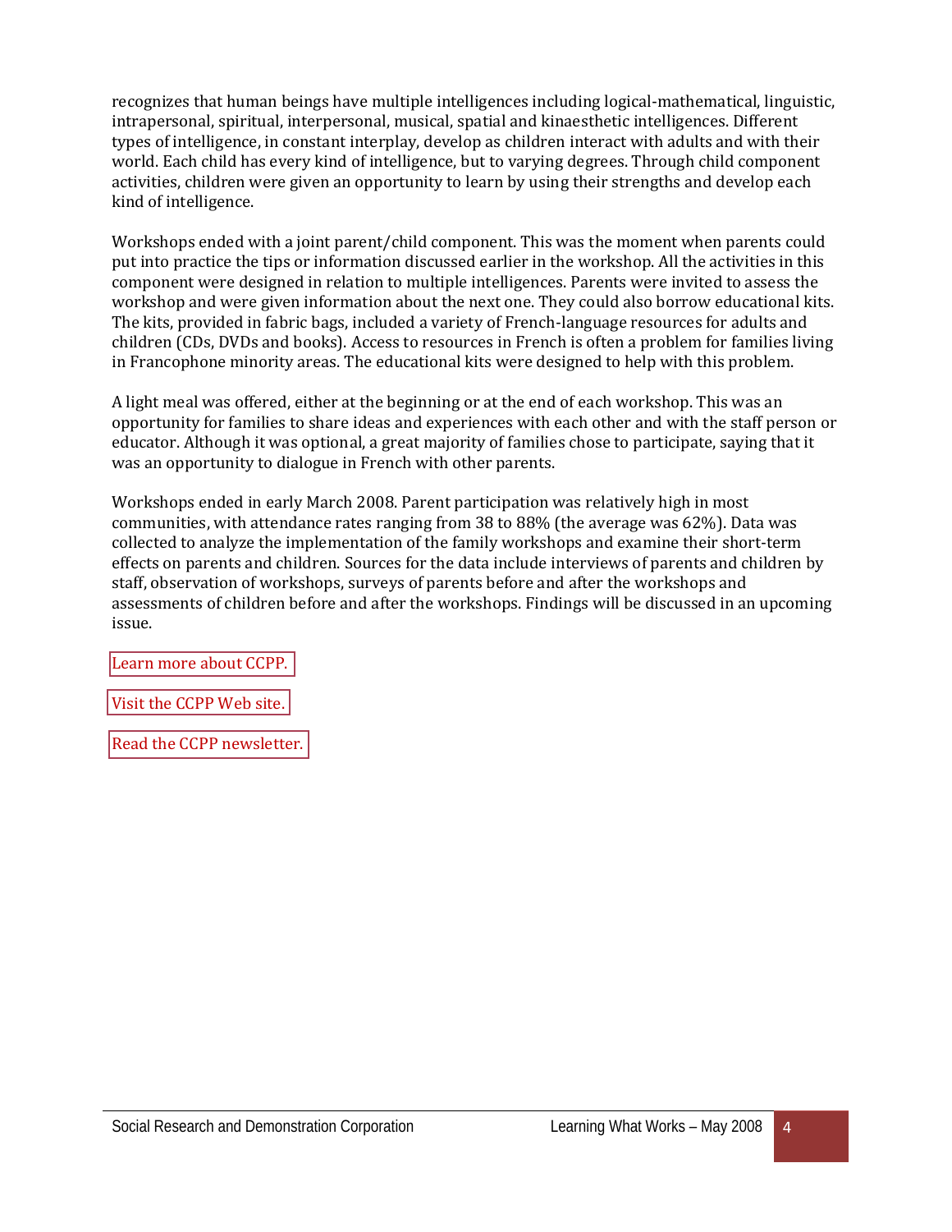recognizes that human beings have multiple intelligences including logical-mathematical, linguistic, intrapersonal, spiritual, interpersonal, musical, spatial and kinaesthetic intelligences. Different types of intelligence, in constant interplay, develop as children interact with adults and with their world. Each child has every kind of intelligence, but to varying degrees. Through child component activities, children were given an opportunity to learn by using their strengths and develop each kind of intelligence.

Workshops ended with a joint parent/child component. This was the moment when parents could put into practice the tips or information discussed earlier in the workshop. All the activities in this component were designed in relation to multiple intelligences. Parents were invited to assess the workshop and were given information about the next one. They could also borrow educational kits. The kits, provided in fabric bags, included a variety of French-language resources for adults and children (CDs, DVDs and books). Access to resources in French is often a problem for families living in Francophone minority areas. The educational kits were designed to help with this problem.

A light meal was offered, either at the beginning or at the end of each workshop. This was an opportunity for families to share ideas and experiences with each other and with the staff person or educator. Although it was optional, a great majority of families chose to participate, saying that it was an opportunity to dialogue in French with other parents.

Workshops ended in early March 2008. Parent participation was relatively high in most communities, with attendance rates ranging from 38 to 88% (the average was 62%). Data was collected to analyze the implementation of the family workshops and examine their short-term effects on parents and children. Sources for the data include interviews of parents and children by staff, observation of workshops, surveys of parents before and after the workshops and assessments of children before and after the workshops. Findings will be discussed in an upcoming issue.

Learn more about CCPP.

Visit the CCPP Web site.

Read the CCPP newsletter.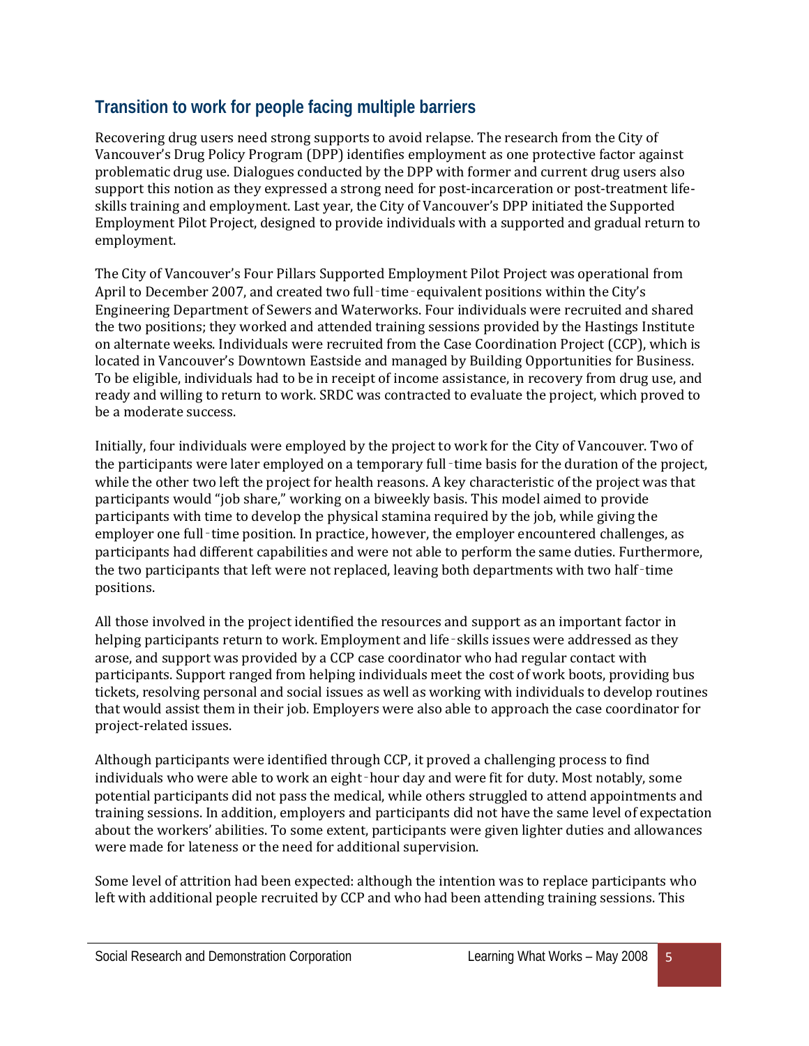## Transition to work for people facing multiple barriers

Recovering drug users need strong supports to avoid relapse. The research from the City of Vancouver's Drug Policy Program (DPP) identifies employment as one protective factor against problematic drug use. Dialogues conducted by the DPP with former and current drug users also support this notion as they expressed a strong need for post-incarceration or post-treatment life-skills training and employment. Last year, the City of Vancouver's DPP initiated the Supported Employment Pilot Project, designed to provide individuals with a supported and gradual return to employment.

The City of Vancouver's Four Pillars Supported Employment Pilot Project was operational from April to December 2007, and created two full-time-equivalent positions within the City's Engineering Department of Sewers and Waterworks. Four individuals were recruited and shared the two positions; they worked and attended training sessions provided by the Hastings Institute on alternate weeks. Individuals were recruited from the Case Coordination Project (CCP), which is located in Vancouver's Downtown Eastside and managed by Building Opportunities for Business. To be eligible, individuals had to be in receipt of income assistance, in recovery from drug use, and ready and willing to return to work. SRDC was contracted to evaluate the project, which proved to be a moderate success.

Initially, four individuals were employed by the project to work for the City of Vancouver. Two of the participants were later employed on a temporary full-time basis for the duration of the project, while the other two left the project for health reasons. A key characteristic of the project was that participants would "job share," working on a biweekly basis. This model aimed to provide participants with time to develop the physical stamina required by the job, while giving the employer one full-time position. In practice, however, the employer encountered challenges, as participants had different capabilities and were not able to perform the same duties. Furthermore, the two participants that left were not replaced, leaving both departments with two half-time positions.

All those involved in the project identified the resources and support as an important factor in helping participants return to work. Employment and life-skills issues were addressed as they arose, and support was provided by a CCP case coordinator who had regular contact with participants. Support ranged from helping individuals meet the cost of work boots, providing bus tickets, resolving personal and social issues as well as working with individuals to develop routines that would assist them in their job. Employers were also able to approach the case coordinator for project-related issues.

Although participants were identified through CCP, it proved a challenging process to find individuals who were able to work an eight-hour day and were fit for duty. Most notably, some potential participants did not pass the medical, while others struggled to attend appointments and training sessions. In addition, employers and participants did not have the same level of expectation about the workers' abilities. To some extent, participants were given lighter duties and allowances were made for lateness or the need for additional supervision.

Some level of attrition had been expected: although the intention was to replace participants who left with additional people recruited by CCP and who had been attending training sessions. This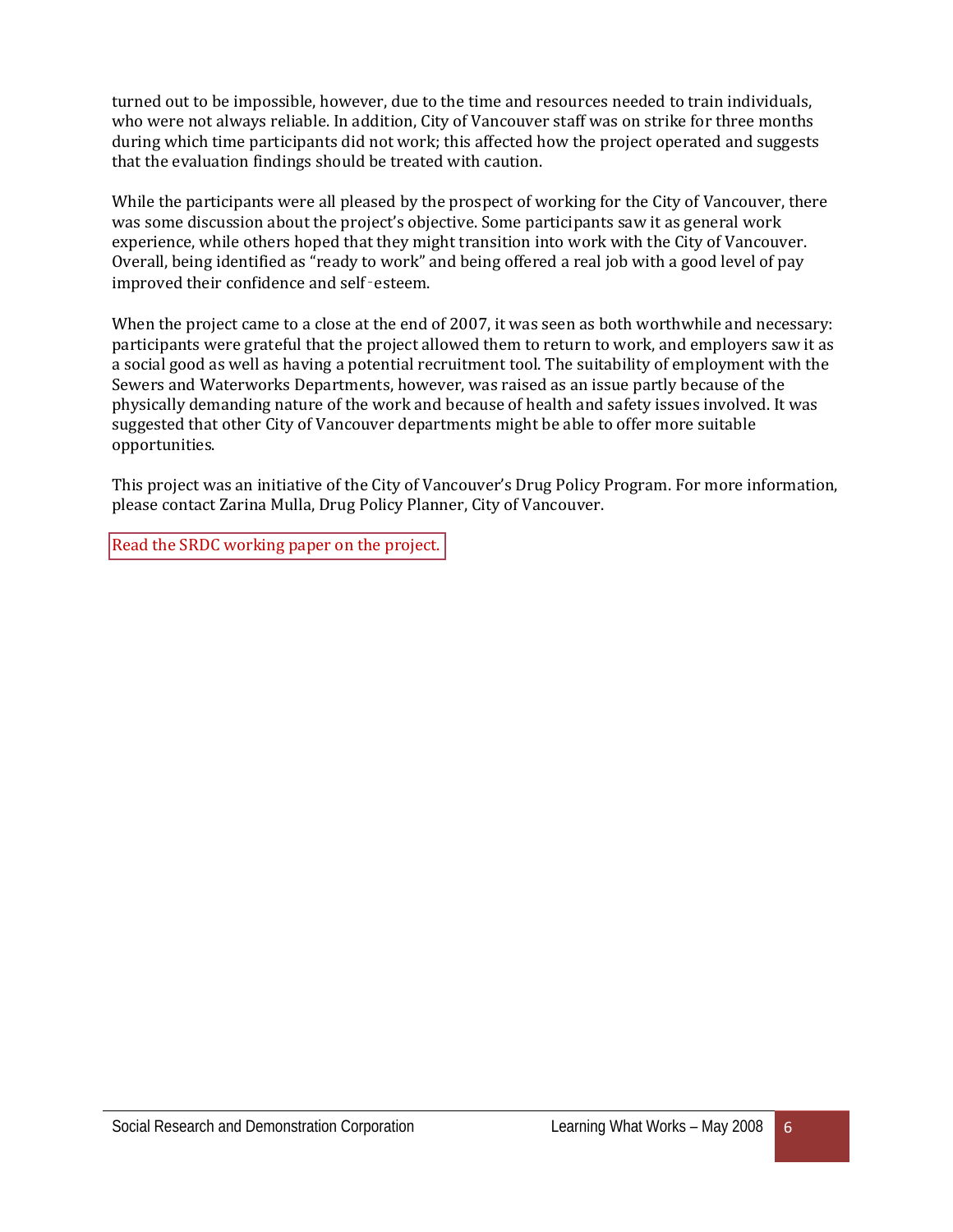turned out to be impossible, however, due to the time and resources needed to train individuals, who were not always reliable. In addition, City of Vancouver staff was on strike for three months during which time participants did not work; this affected how the project operated and suggests that the evaluation findings should be treated with caution.

While the participants were all pleased by the prospect of working for the City of Vancouver, there was some discussion about the project's objective. Some participants saw it as general work experience, while others hoped that they might transition into work with the City of Vancouver. Overall, being identified as "ready to work" and being offered a real job with a good level of pay improved their confidence and self‑esteem.

When the project came to a close at the end of 2007, it was seen as both worthwhile and necessary: participants were grateful that the project allowed them to return to work, and employers saw it as a social good as well as having a potential recruitment tool. The suitability of employment with the Sewers and Waterworks Departments, however, was raised as an issue partly because of the physically demanding nature of the work and because of health and safety issues involved. It was suggested that other City of Vancouver departments might be able to offer more suitable opportunities.

This project was an initiative of the City of Vancouver's Drug Policy Program. For more information, please contact Zarina Mulla, Drug Policy Planner, City of Vancouver.

Read the SRDC working paper on the project.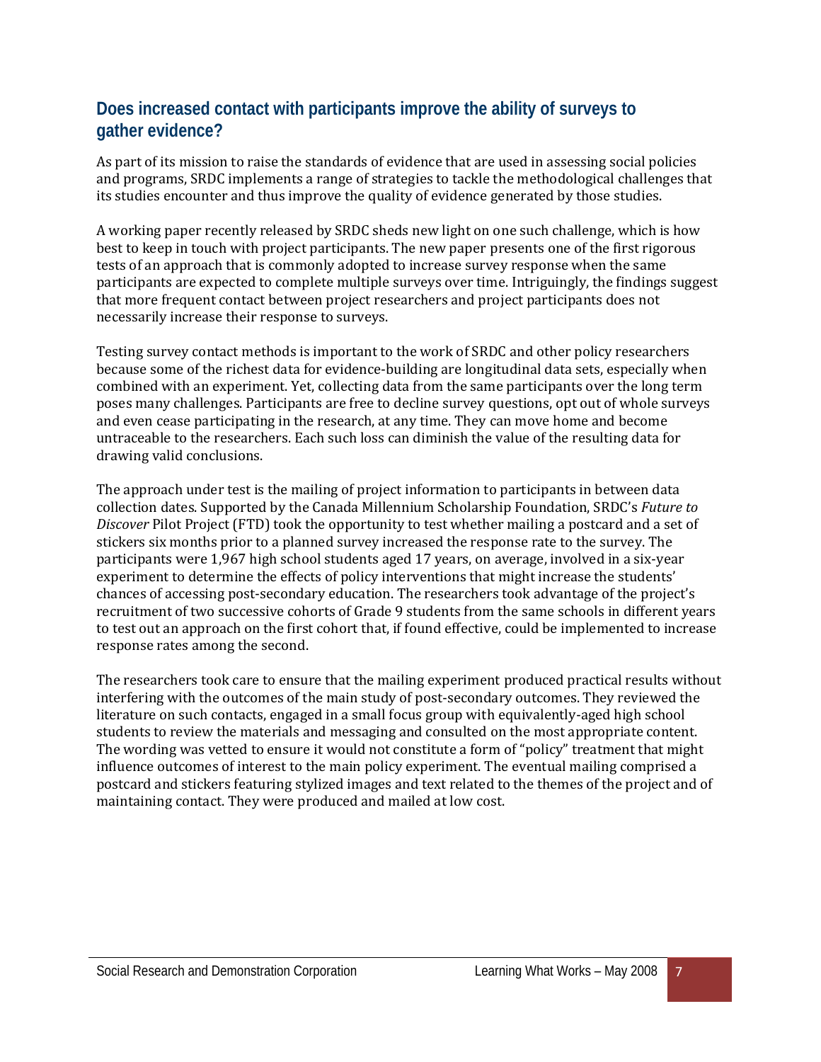## Does increased contact with participants improve the ability of surveys to gather evidence?

As part of its mission to raise the standards of evidence that are used in assessing social policies and programs, SRDC implements a range of strategies to tackle the methodological challenges that its studies encounter and thus improve the quality of evidence generated by those studies.

A working paper recently released by SRDC sheds new light on one such challenge, which is how best to keep in touch with project participants. The new paper presents one of the first rigorous tests of an approach that is commonly adopted to increase survey response when the same participants are expected to complete multiple surveys over time. Intriguingly, the findings suggest that more frequent contact between project researchers and project participants does not necessarily increase their response to surveys.

Testing survey contact methods is important to the work of SRDC and other policy researchers because some of the richest data for evidence-building are longitudinal data sets, especially when combined with an experiment. Yet, collecting data from the same participants over the long term poses many challenges. Participants are free to decline survey questions, opt out of whole surveys and even cease participating in the research, at any time. They can move home and become untraceable to the researchers. Each such loss can diminish the value of the resulting data for drawing valid conclusions.

The approach under test is the mailing of project information to participants in between data collection dates. Supported by the Canada Millennium Scholarship Foundation, SRDC's *Future to Discover* Pilot Project (FTD) took the opportunity to test whether mailing a postcard and a set of stickers six months prior to a planned survey increased the response rate to the survey. The participants were 1,967 high school students aged 17 years, on average, involved in a six-year experiment to determine the effects of policy interventions that might increase the students' chances of accessing post-secondary education. The researchers took advantage of the project's recruitment of two successive cohorts of Grade 9 students from the same schools in different years to test out an approach on the first cohort that, if found effective, could be implemented to increase response rates among the second.

The researchers took care to ensure that the mailing experiment produced practical results without interfering with the outcomes of the main study of post-secondary outcomes. They reviewed the literature on such contacts, engaged in a small focus group with equivalently-aged high school students to review the materials and messaging and consulted on the most appropriate content. The wording was vetted to ensure it would not constitute a form of "policy" treatment that might influence outcomes of interest to the main policy experiment. The eventual mailing comprised a postcard and stickers featuring stylized images and text related to the themes of the project and of maintaining contact. They were produced and mailed at low cost.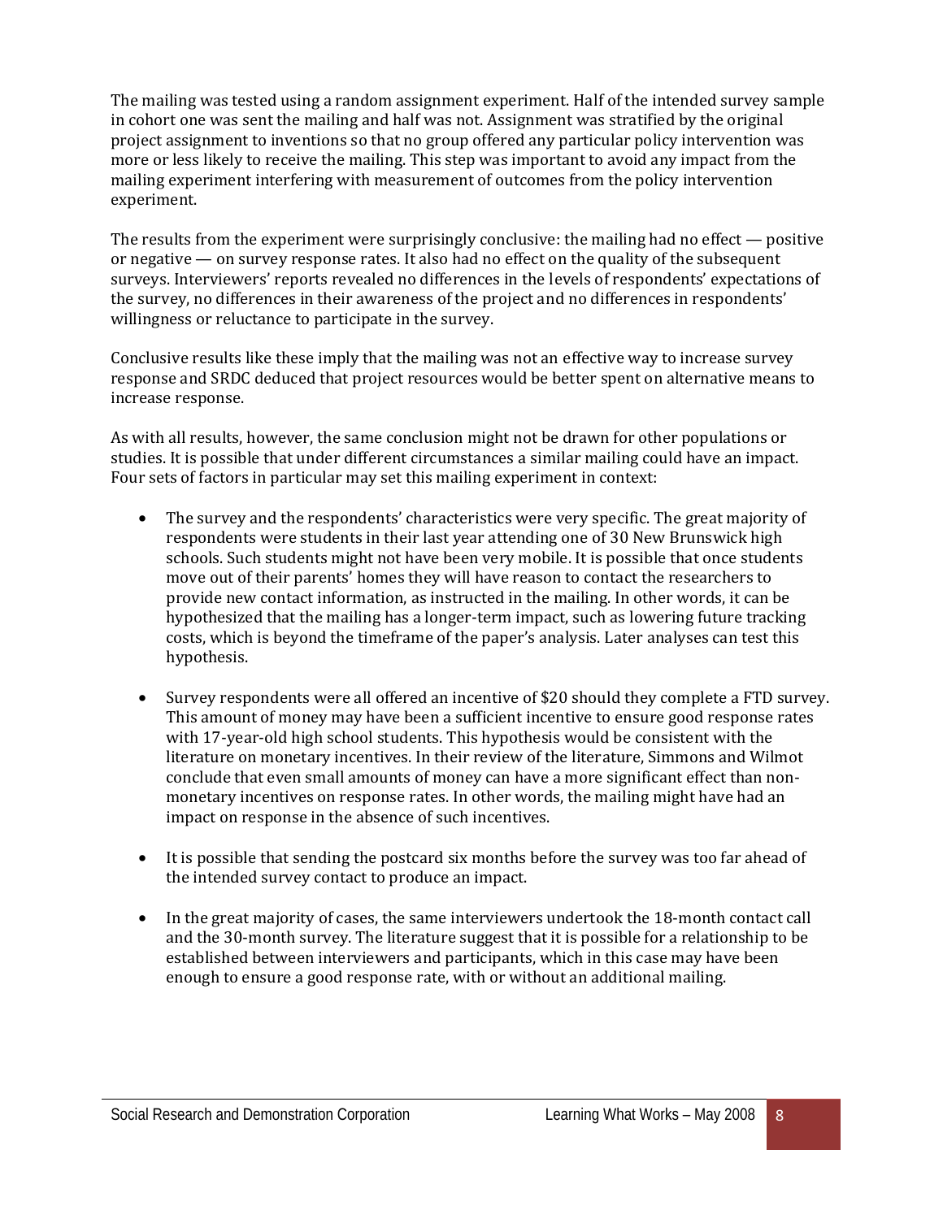The mailing was tested using a random assignment experiment. Half of the intended survey sample in cohort one was sent the mailing and half was not. Assignment was stratified by the original project assignment to inventions so that no group offered any particular policy intervention was more or less likely to receive the mailing. This step was important to avoid any impact from the mailing experiment interfering with measurement of outcomes from the policy intervention experiment.

The results from the experiment were surprisingly conclusive: the mailing had no effect — positive or negative — on survey response rates. It also had no effect on the quality of the subsequent surveys. Interviewers' reports revealed no differences in the levels of respondents' expectations of the survey, no differences in their awareness of the project and no differences in respondents' willingness or reluctance to participate in the survey.

Conclusive results like these imply that the mailing was not an effective way to increase survey response and SRDC deduced that project resources would be better spent on alternative means to increase response.

As with all results, however, the same conclusion might not be drawn for other populations or studies. It is possible that under different circumstances a similar mailing could have an impact. Four sets of factors in particular may set this mailing experiment in context:

- The survey and the respondents' characteristics were very specific. The great majority of respondents were students in their last year attending one of 30 New Brunswick high schools. Such students might not have been very mobile. It is possible that once students move out of their parents' homes they will have reason to contact the researchers to provide new contact information, as instructed in the mailing. In other words, it can be hypothesized that the mailing has a longer-term impact, such as lowering future tracking costs, which is beyond the timeframe of the paper's analysis. Later analyses can test this hypothesis.

- Survey respondents were all offered an incentive of $20 should they complete a FTD survey. This amount of money may have been a sufficient incentive to ensure good response rates with 17-year-old high school students. This hypothesis would be consistent with the literature on monetary incentives. In their review of the literature, Simmons and Wilmot conclude that even small amounts of money can have a more significant effect than non-monetary incentives on response rates. In other words, the mailing might have had an impact on response in the absence of such incentives.

- It is possible that sending the postcard six months before the survey was too far ahead of the intended survey contact to produce an impact.

- In the great majority of cases, the same interviewers undertook the 18-month contact call and the 30-month survey. The literature suggest that it is possible for a relationship to be established between interviewers and participants, which in this case may have been enough to ensure a good response rate, with or without an additional mailing.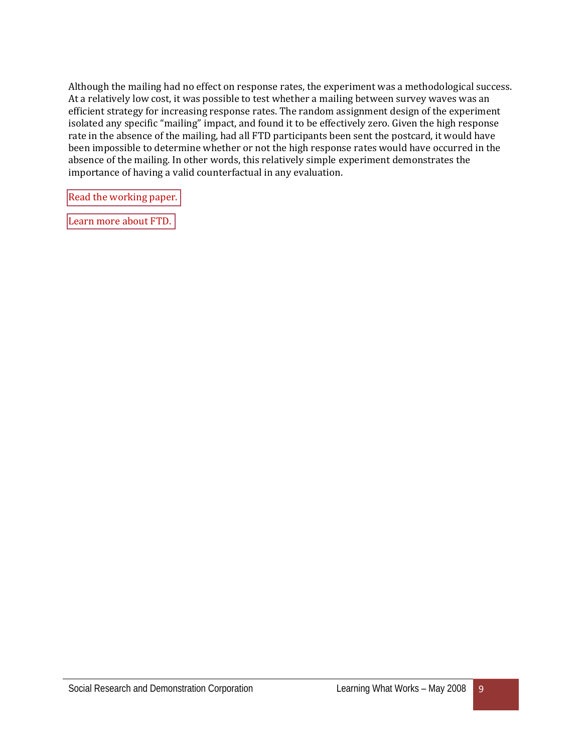Although the mailing had no effect on response rates, the experiment was a methodological success. At a relatively low cost, it was possible to test whether a mailing between survey waves was an efficient strategy for increasing response rates. The random assignment design of the experiment isolated any specific "mailing" impact, and found it to be effectively zero. Given the high response rate in the absence of the mailing, had all FTD participants been sent the postcard, it would have been impossible to determine whether or not the high response rates would have occurred in the absence of the mailing. In other words, this relatively simple experiment demonstrates the importance of having a valid counterfactual in any evaluation.

Read the working paper.

Learn more about FTD.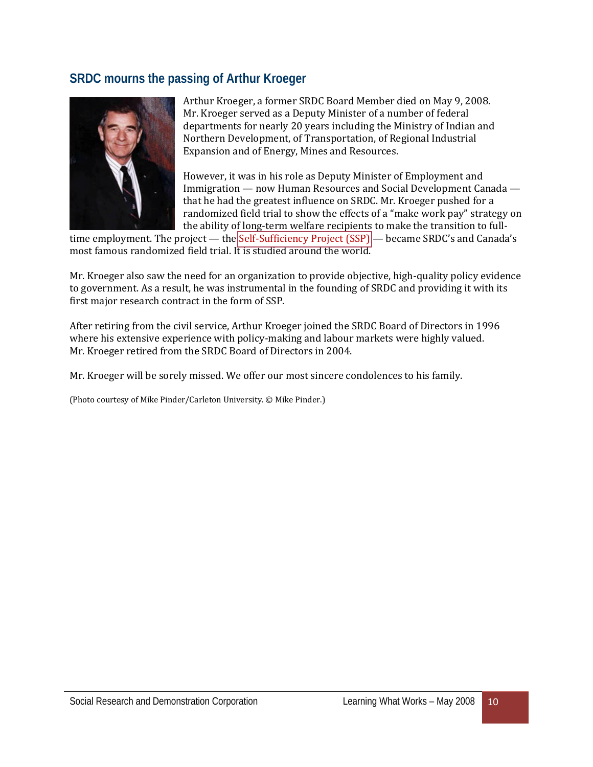## SRDC mourns the passing of Arthur Kroeger

Arthur Kroeger, a former SRDC Board Member died on May 9, 2008. Mr. Kroeger served as a Deputy Minister of a number of federal departments for nearly 20 years including the Ministry of Indian and Northern Development, of Transportation, of Regional Industrial Expansion and of Energy, Mines and Resources.

However, it was in his role as Deputy Minister of Employment and Immigration — now Human Resources and Social Development Canada — that he had the greatest influence on SRDC. Mr. Kroeger pushed for a randomized field trial to show the effects of a "make work pay" strategy on the ability of long-term welfare recipients to make the transition to full-time employment. The project — the Self-Sufficiency Project (SSP) — became SRDC's and Canada's most famous randomized field trial. It is studied around the world.

Mr. Kroeger also saw the need for an organization to provide objective, high-quality policy evidence to government. As a result, he was instrumental in the founding of SRDC and providing it with its first major research contract in the form of SSP.

After retiring from the civil service, Arthur Kroeger joined the SRDC Board of Directors in 1996 where his extensive experience with policy-making and labour markets were highly valued. Mr. Kroeger retired from the SRDC Board of Directors in 2004.

Mr. Kroeger will be sorely missed. We offer our most sincere condolences to his family.

(Photo courtesy of Mike Pinder/Carleton University. © Mike Pinder.)